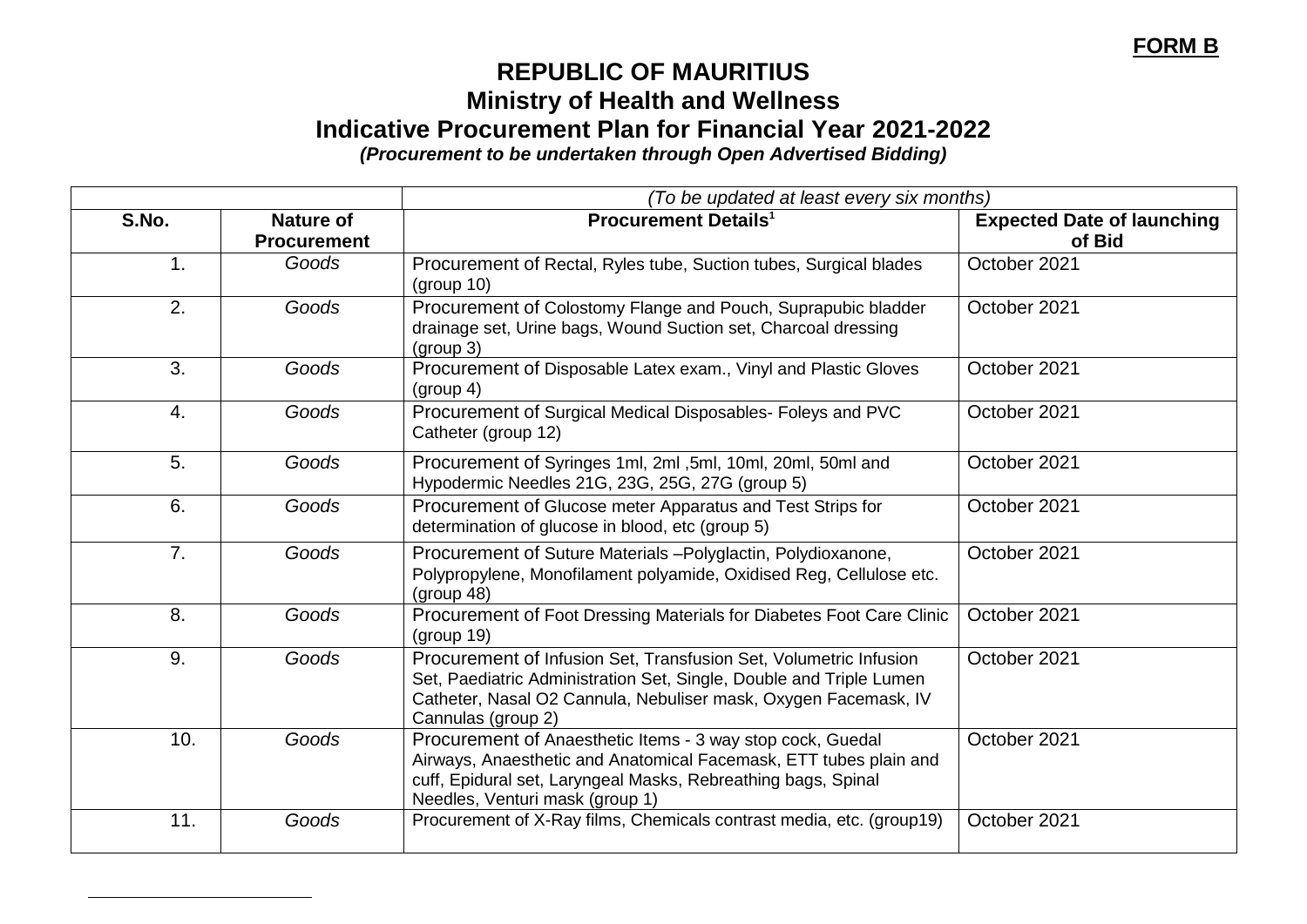**FORM B**

# REPUBLIC OF MAURITIUS
## Ministry of Health and Wellness
## Indicative Procurement Plan for Financial Year 2021-2022
***(Procurement to be undertaken through Open Advertised Bidding)***

| | | *(To be updated at least every six months)* | |
|---|---|---|---|
| **S.No.** | **Nature of Procurement** | **Procurement Details[1]** | **Expected Date of launching of Bid** |
| 1. | *Goods* | Procurement of Rectal, Ryles tube, Suction tubes, Surgical blades (group 10) | October 2021 |
| 2. | *Goods* | Procurement of Colostomy Flange and Pouch, Suprapubic bladder drainage set, Urine bags, Wound Suction set, Charcoal dressing (group 3) | October 2021 |
| 3. | *Goods* | Procurement of Disposable Latex exam., Vinyl and Plastic Gloves (group 4) | October 2021 |
| 4. | *Goods* | Procurement of Surgical Medical Disposables- Foleys and PVC Catheter (group 12) | October 2021 |
| 5. | *Goods* | Procurement of Syringes 1ml, 2ml ,5ml, 10ml, 20ml, 50ml and Hypodermic Needles 21G, 23G, 25G, 27G (group 5) | October 2021 |
| 6. | *Goods* | Procurement of Glucose meter Apparatus and Test Strips for determination of glucose in blood, etc (group 5) | October 2021 |
| 7. | *Goods* | Procurement of Suture Materials –Polyglactin, Polydioxanone, Polypropylene, Monofilament polyamide, Oxidised Reg, Cellulose etc. (group 48) | October 2021 |
| 8. | *Goods* | Procurement of Foot Dressing Materials for Diabetes Foot Care Clinic (group 19) | October 2021 |
| 9. | *Goods* | Procurement of Infusion Set, Transfusion Set, Volumetric Infusion Set, Paediatric Administration Set, Single, Double and Triple Lumen Catheter, Nasal O2 Cannula, Nebuliser mask, Oxygen Facemask, IV Cannulas (group 2) | October 2021 |
| 10. | *Goods* | Procurement of Anaesthetic Items - 3 way stop cock, Guedal Airways, Anaesthetic and Anatomical Facemask, ETT tubes plain and cuff, Epidural set, Laryngeal Masks, Rebreathing bags, Spinal Needles, Venturi mask (group 1) | October 2021 |
| 11. | *Goods* | Procurement of X-Ray films, Chemicals contrast media, etc. (group19) | October 2021 |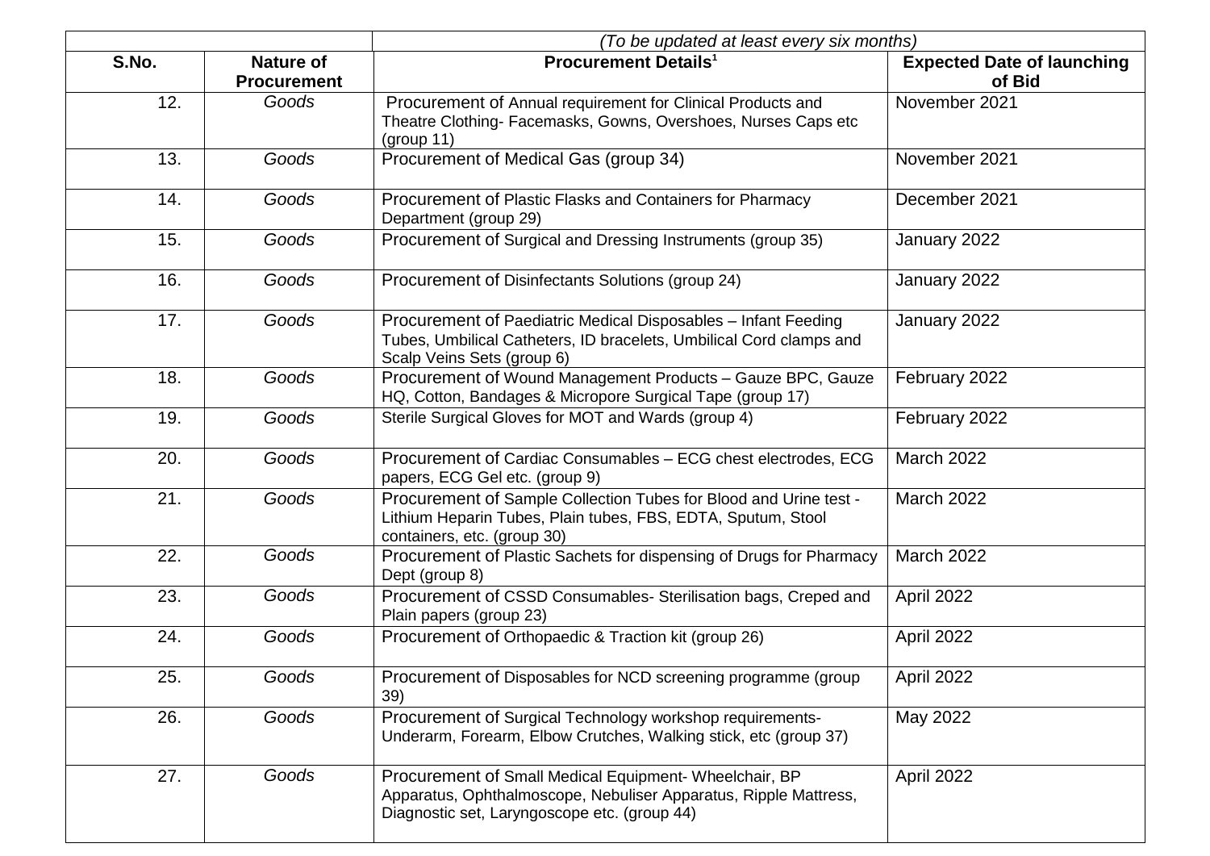| | | *(To be updated at least every six months)* | |
|---|---|---|---|
| **S.No.** | **Nature of Procurement** | **Procurement Details[1]** | **Expected Date of launching of Bid** |
| 12. | *Goods* | Procurement of Annual requirement for Clinical Products and Theatre Clothing- Facemasks, Gowns, Overshoes, Nurses Caps etc (group 11) | November 2021 |
| 13. | *Goods* | Procurement of Medical Gas (group 34) | November 2021 |
| 14. | *Goods* | Procurement of Plastic Flasks and Containers for Pharmacy Department (group 29) | December 2021 |
| 15. | *Goods* | Procurement of Surgical and Dressing Instruments (group 35) | January 2022 |
| 16. | *Goods* | Procurement of Disinfectants Solutions (group 24) | January 2022 |
| 17. | *Goods* | Procurement of Paediatric Medical Disposables – Infant Feeding Tubes, Umbilical Catheters, ID bracelets, Umbilical Cord clamps and Scalp Veins Sets (group 6) | January 2022 |
| 18. | *Goods* | Procurement of Wound Management Products – Gauze BPC, Gauze HQ, Cotton, Bandages & Micropore Surgical Tape (group 17) | February 2022 |
| 19. | *Goods* | Sterile Surgical Gloves for MOT and Wards (group 4) | February 2022 |
| 20. | *Goods* | Procurement of Cardiac Consumables – ECG chest electrodes, ECG papers, ECG Gel etc. (group 9) | March 2022 |
| 21. | *Goods* | Procurement of Sample Collection Tubes for Blood and Urine test - Lithium Heparin Tubes, Plain tubes, FBS, EDTA, Sputum, Stool containers, etc. (group 30) | March 2022 |
| 22. | *Goods* | Procurement of Plastic Sachets for dispensing of Drugs for Pharmacy Dept (group 8) | March 2022 |
| 23. | *Goods* | Procurement of CSSD Consumables- Sterilisation bags, Creped and Plain papers (group 23) | April 2022 |
| 24. | *Goods* | Procurement of Orthopaedic & Traction kit (group 26) | April 2022 |
| 25. | *Goods* | Procurement of Disposables for NCD screening programme (group 39) | April 2022 |
| 26. | *Goods* | Procurement of Surgical Technology workshop requirements- Underarm, Forearm, Elbow Crutches, Walking stick, etc (group 37) | May 2022 |
| 27. | *Goods* | Procurement of Small Medical Equipment- Wheelchair, BP Apparatus, Ophthalmoscope, Nebuliser Apparatus, Ripple Mattress, Diagnostic set, Laryngoscope etc. (group 44) | April 2022 |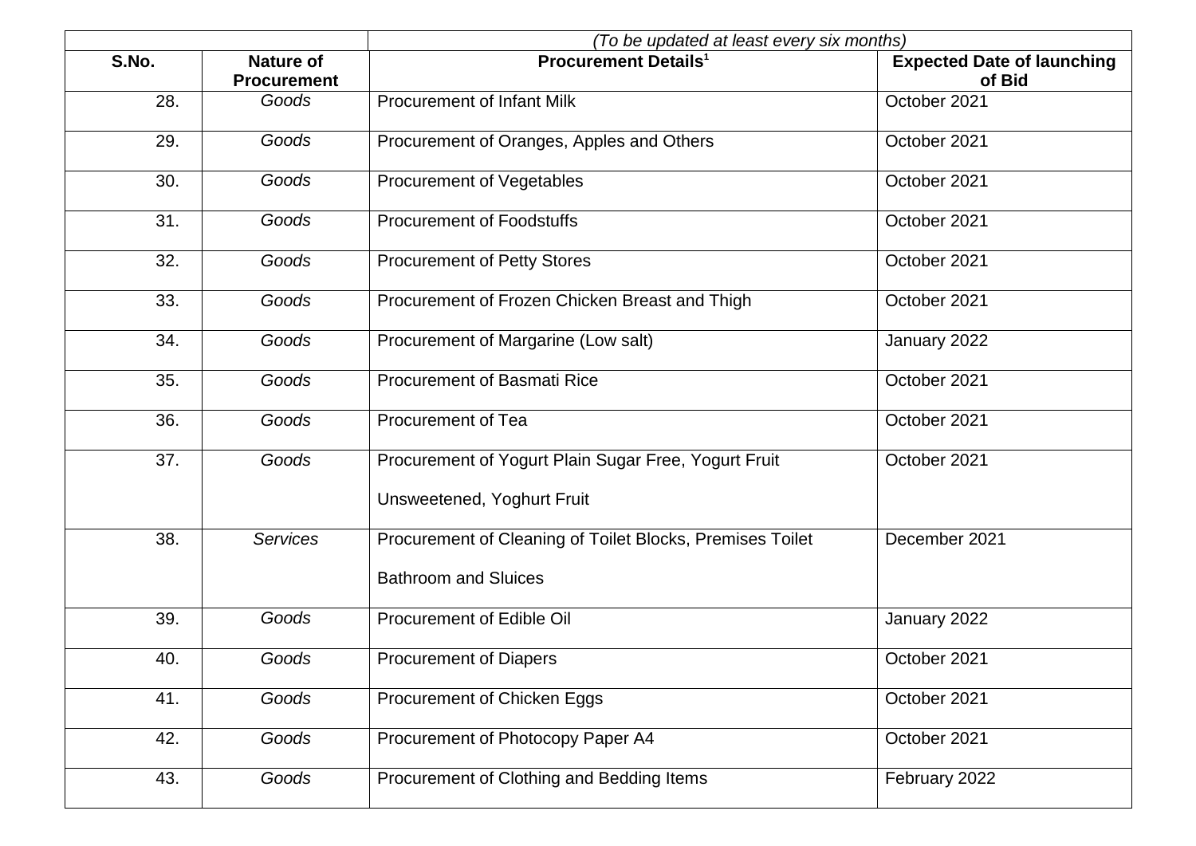| | | *(To be updated at least every six months)* | |
|---|---|---|---|
| **S.No.** | **Nature of Procurement** | **Procurement Details[1]** | **Expected Date of launching of Bid** |
| 28. | *Goods* | Procurement of Infant Milk | October 2021 |
| 29. | *Goods* | Procurement of Oranges, Apples and Others | October 2021 |
| 30. | *Goods* | Procurement of Vegetables | October 2021 |
| 31. | *Goods* | Procurement of Foodstuffs | October 2021 |
| 32. | *Goods* | Procurement of Petty Stores | October 2021 |
| 33. | *Goods* | Procurement of Frozen Chicken Breast and Thigh | October 2021 |
| 34. | *Goods* | Procurement of Margarine (Low salt) | January 2022 |
| 35. | *Goods* | Procurement of Basmati Rice | October 2021 |
| 36. | *Goods* | Procurement of Tea | October 2021 |
| 37. | *Goods* | Procurement of Yogurt Plain Sugar Free, Yogurt Fruit Unsweetened, Yoghurt Fruit | October 2021 |
| 38. | *Services* | Procurement of Cleaning of Toilet Blocks, Premises Toilet Bathroom and Sluices | December 2021 |
| 39. | *Goods* | Procurement of Edible Oil | January 2022 |
| 40. | *Goods* | Procurement of Diapers | October 2021 |
| 41. | *Goods* | Procurement of Chicken Eggs | October 2021 |
| 42. | *Goods* | Procurement of Photocopy Paper A4 | October 2021 |
| 43. | *Goods* | Procurement of Clothing and Bedding Items | February 2022 |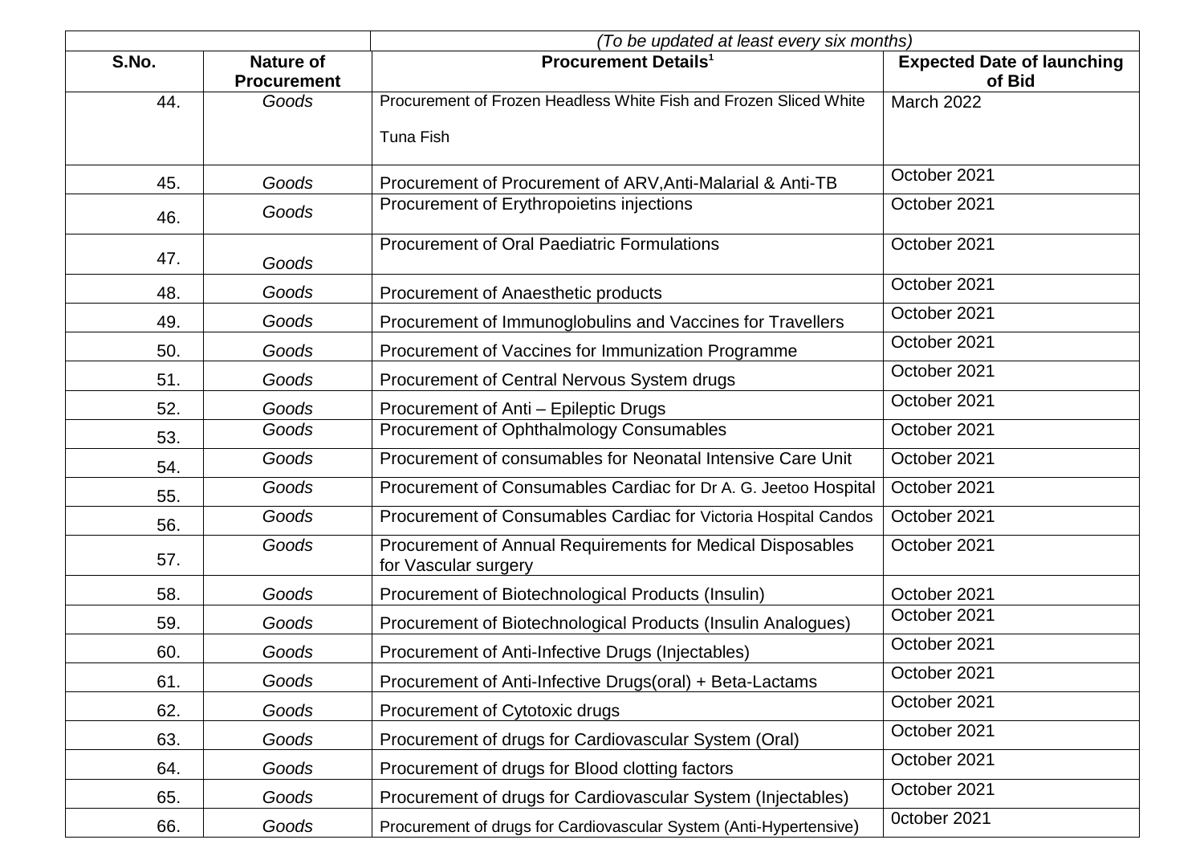| | | *(To be updated at least every six months)* | |
|---|---|---|---|
| **S.No.** | **Nature of Procurement** | **Procurement Details[1]** | **Expected Date of launching of Bid** |
| 44. | *Goods* | Procurement of Frozen Headless White Fish and Frozen Sliced White Tuna Fish | March 2022 |
| 45. | *Goods* | Procurement of Procurement of ARV,Anti-Malarial & Anti-TB | October 2021 |
| 46. | *Goods* | Procurement of Erythropoietins injections | October 2021 |
| 47. | *Goods* | Procurement of Oral Paediatric Formulations | October 2021 |
| 48. | *Goods* | Procurement of Anaesthetic products | October 2021 |
| 49. | *Goods* | Procurement of Immunoglobulins and Vaccines for Travellers | October 2021 |
| 50. | *Goods* | Procurement of Vaccines for Immunization Programme | October 2021 |
| 51. | *Goods* | Procurement of Central Nervous System drugs | October 2021 |
| 52. | *Goods* | Procurement of Anti – Epileptic Drugs | October 2021 |
| 53. | *Goods* | Procurement of Ophthalmology Consumables | October 2021 |
| 54. | *Goods* | Procurement of consumables for Neonatal Intensive Care Unit | October 2021 |
| 55. | *Goods* | Procurement of Consumables Cardiac for Dr A. G. Jeetoo Hospital | October 2021 |
| 56. | *Goods* | Procurement of Consumables Cardiac for Victoria Hospital Candos | October 2021 |
| 57. | *Goods* | Procurement of Annual Requirements for Medical Disposables for Vascular surgery | October 2021 |
| 58. | *Goods* | Procurement of Biotechnological Products (Insulin) | October 2021 |
| 59. | *Goods* | Procurement of Biotechnological Products (Insulin Analogues) | October 2021 |
| 60. | *Goods* | Procurement of Anti-Infective Drugs (Injectables) | October 2021 |
| 61. | *Goods* | Procurement of Anti-Infective Drugs(oral) + Beta-Lactams | October 2021 |
| 62. | *Goods* | Procurement of Cytotoxic drugs | October 2021 |
| 63. | *Goods* | Procurement of drugs for Cardiovascular System (Oral) | October 2021 |
| 64. | *Goods* | Procurement of drugs for Blood clotting factors | October 2021 |
| 65. | *Goods* | Procurement of drugs for Cardiovascular System (Injectables) | October 2021 |
| 66. | *Goods* | Procurement of drugs for Cardiovascular System (Anti-Hypertensive) | 0ctober 2021 |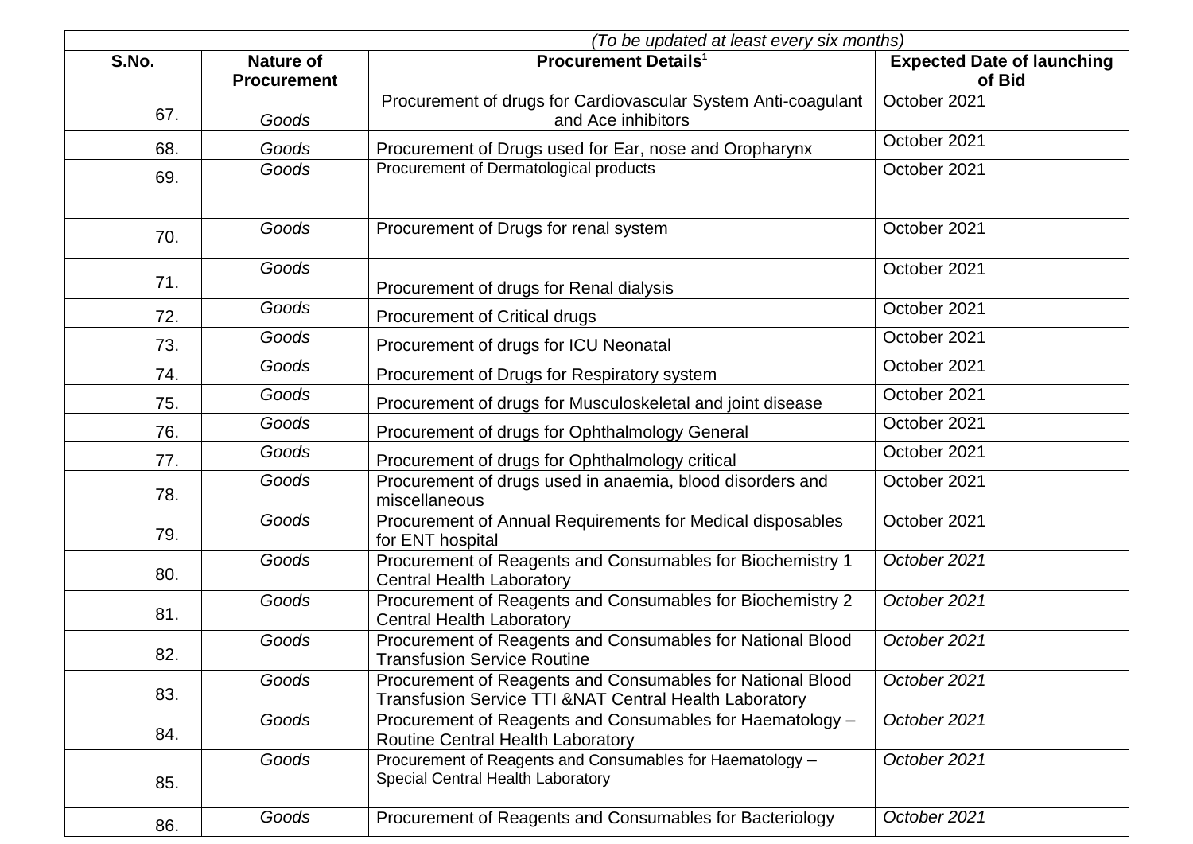| | | *(To be updated at least every six months)* | |
|---|---|---|---|
| **S.No.** | **Nature of Procurement** | **Procurement Details[1]** | **Expected Date of launching of Bid** |
| 67. | *Goods* | Procurement of drugs for Cardiovascular System Anti-coagulant and Ace inhibitors | October 2021 |
| 68. | *Goods* | Procurement of Drugs used for Ear, nose and Oropharynx | October 2021 |
| 69. | *Goods* | Procurement of Dermatological products | October 2021 |
| 70. | *Goods* | Procurement of Drugs for renal system | October 2021 |
| 71. | *Goods* | Procurement of drugs for Renal dialysis | October 2021 |
| 72. | *Goods* | Procurement of Critical drugs | October 2021 |
| 73. | *Goods* | Procurement of drugs for ICU Neonatal | October 2021 |
| 74. | *Goods* | Procurement of Drugs for Respiratory system | October 2021 |
| 75. | *Goods* | Procurement of drugs for Musculoskeletal and joint disease | October 2021 |
| 76. | *Goods* | Procurement of drugs for Ophthalmology General | October 2021 |
| 77. | *Goods* | Procurement of drugs for Ophthalmology critical | October 2021 |
| 78. | *Goods* | Procurement of drugs used in anaemia, blood disorders and miscellaneous | October 2021 |
| 79. | *Goods* | Procurement of Annual Requirements for Medical disposables for ENT hospital | October 2021 |
| 80. | *Goods* | Procurement of Reagents and Consumables for Biochemistry 1 Central Health Laboratory | *October 2021* |
| 81. | *Goods* | Procurement of Reagents and Consumables for Biochemistry 2 Central Health Laboratory | *October 2021* |
| 82. | *Goods* | Procurement of Reagents and Consumables for National Blood Transfusion Service Routine | *October 2021* |
| 83. | *Goods* | Procurement of Reagents and Consumables for National Blood Transfusion Service TTI &NAT Central Health Laboratory | *October 2021* |
| 84. | *Goods* | Procurement of Reagents and Consumables for Haematology – Routine Central Health Laboratory | *October 2021* |
| 85. | *Goods* | Procurement of Reagents and Consumables for Haematology – Special Central Health Laboratory | *October 2021* |
| 86. | *Goods* | Procurement of Reagents and Consumables for Bacteriology | *October 2021* |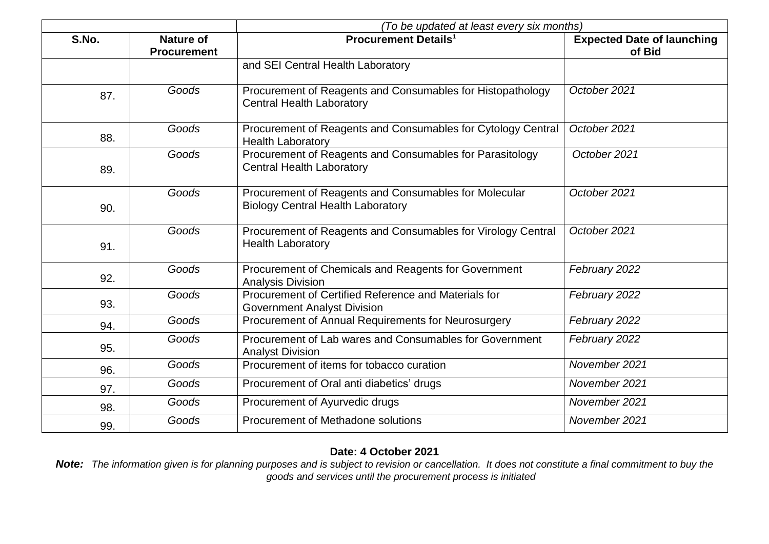| | | *(To be updated at least every six months)* | |
|---|---|---|---|
| **S.No.** | **Nature of Procurement** | **Procurement Details[1]** | **Expected Date of launching of Bid** |
| | | and SEI Central Health Laboratory | |
| 87. | *Goods* | Procurement of Reagents and Consumables for Histopathology Central Health Laboratory | *October 2021* |
| 88. | *Goods* | Procurement of Reagents and Consumables for Cytology Central Health Laboratory | *October 2021* |
| 89. | *Goods* | Procurement of Reagents and Consumables for Parasitology Central Health Laboratory | *October 2021* |
| 90. | *Goods* | Procurement of Reagents and Consumables for Molecular Biology Central Health Laboratory | *October 2021* |
| 91. | *Goods* | Procurement of Reagents and Consumables for Virology Central Health Laboratory | *October 2021* |
| 92. | *Goods* | Procurement of Chemicals and Reagents for Government Analysis Division | *February 2022* |
| 93. | *Goods* | Procurement of Certified Reference and Materials for Government Analyst Division | *February 2022* |
| 94. | *Goods* | Procurement of Annual Requirements for Neurosurgery | *February 2022* |
| 95. | *Goods* | Procurement of Lab wares and Consumables for Government Analyst Division | *February 2022* |
| 96. | *Goods* | Procurement of items for tobacco curation | *November 2021* |
| 97. | *Goods* | Procurement of Oral anti diabetics' drugs | *November 2021* |
| 98. | *Goods* | Procurement of Ayurvedic drugs | *November 2021* |
| 99. | *Goods* | Procurement of Methadone solutions | *November 2021* |

**Date: 4 October 2021**

***Note:*** *The information given is for planning purposes and is subject to revision or cancellation. It does not constitute a final commitment to buy the goods and services until the procurement process is initiated*